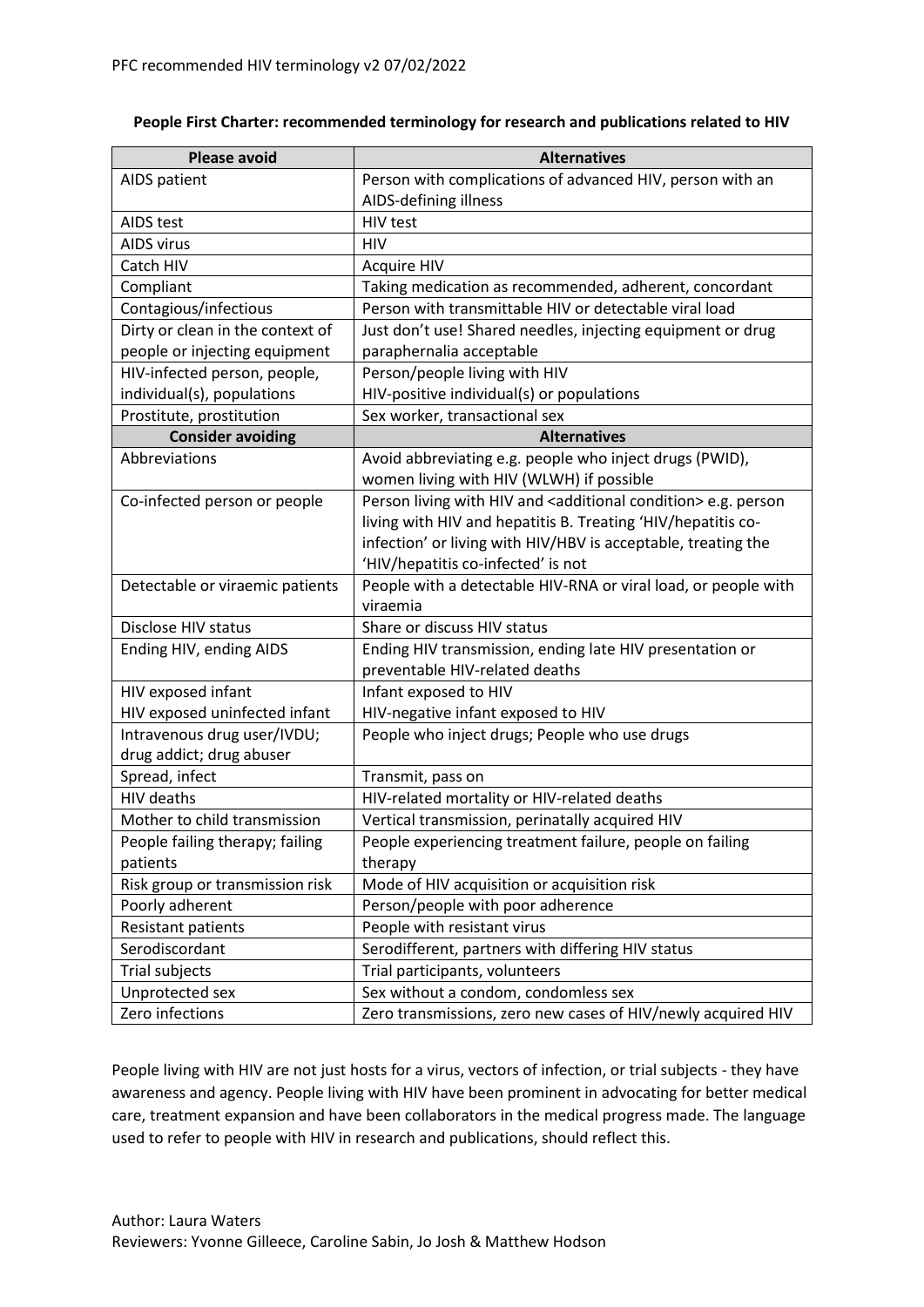PFC recommended HIV terminology v2 07/02/2022

**People First Charter: recommended terminology for research and publications related to HIV**

| Please avoid | Alternatives |
|---|---|
| AIDS patient | Person with complications of advanced HIV, person with an AIDS-defining illness |
| AIDS test | HIV test |
| AIDS virus | HIV |
| Catch HIV | Acquire HIV |
| Compliant | Taking medication as recommended, adherent, concordant |
| Contagious/infectious | Person with transmittable HIV or detectable viral load |
| Dirty or clean in the context of people or injecting equipment | Just don't use! Shared needles, injecting equipment or drug paraphernalia acceptable |
| HIV-infected person, people, individual(s), populations | Person/people living with HIV HIV-positive individual(s) or populations |
| Prostitute, prostitution | Sex worker, transactional sex |
| **Consider avoiding** | **Alternatives** |
| Abbreviations | Avoid abbreviating e.g. people who inject drugs (PWID), women living with HIV (WLWH) if possible |
| Co-infected person or people | Person living with HIV and <additional condition> e.g. person living with HIV and hepatitis B. Treating 'HIV/hepatitis co-infection' or living with HIV/HBV is acceptable, treating the 'HIV/hepatitis co-infected' is not |
| Detectable or viraemic patients | People with a detectable HIV-RNA or viral load, or people with viraemia |
| Disclose HIV status | Share or discuss HIV status |
| Ending HIV, ending AIDS | Ending HIV transmission, ending late HIV presentation or preventable HIV-related deaths |
| HIV exposed infant HIV exposed uninfected infant | Infant exposed to HIV HIV-negative infant exposed to HIV |
| Intravenous drug user/IVDU; drug addict; drug abuser | People who inject drugs; People who use drugs |
| Spread, infect | Transmit, pass on |
| HIV deaths | HIV-related mortality or HIV-related deaths |
| Mother to child transmission | Vertical transmission, perinatally acquired HIV |
| People failing therapy; failing patients | People experiencing treatment failure, people on failing therapy |
| Risk group or transmission risk | Mode of HIV acquisition or acquisition risk |
| Poorly adherent | Person/people with poor adherence |
| Resistant patients | People with resistant virus |
| Serodiscordant | Serodifferent, partners with differing HIV status |
| Trial subjects | Trial participants, volunteers |
| Unprotected sex | Sex without a condom, condomless sex |
| Zero infections | Zero transmissions, zero new cases of HIV/newly acquired HIV |

People living with HIV are not just hosts for a virus, vectors of infection, or trial subjects - they have awareness and agency. People living with HIV have been prominent in advocating for better medical care, treatment expansion and have been collaborators in the medical progress made. The language used to refer to people with HIV in research and publications, should reflect this.

Author: Laura Waters
Reviewers: Yvonne Gilleece, Caroline Sabin, Jo Josh & Matthew Hodson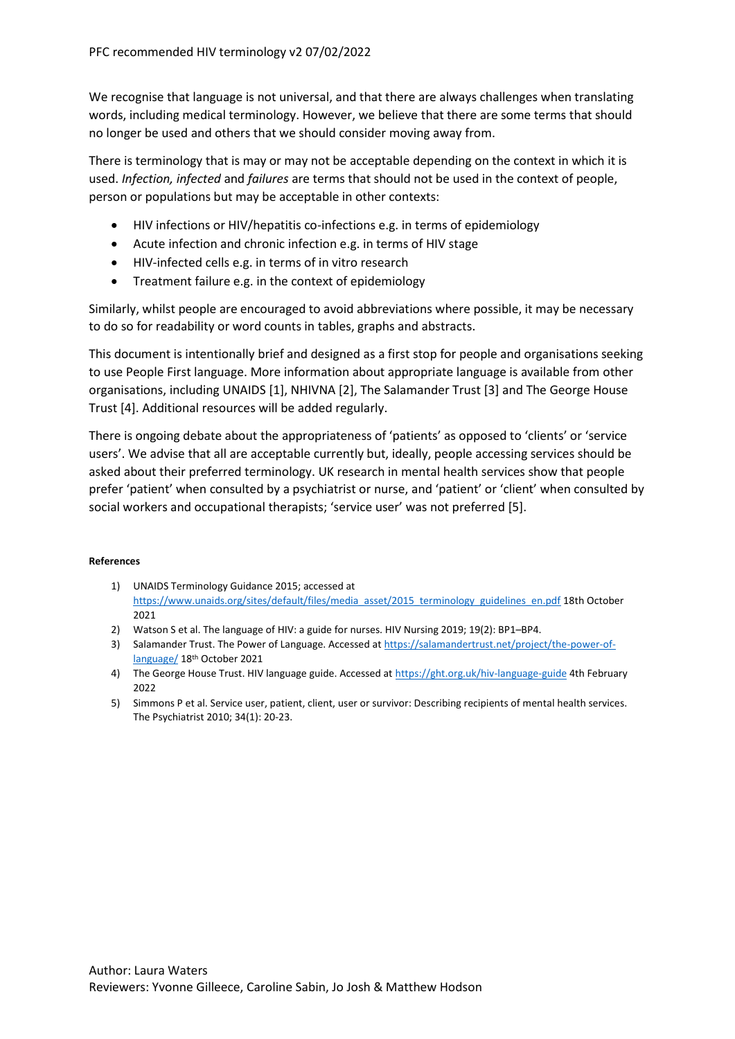We recognise that language is not universal, and that there are always challenges when translating words, including medical terminology. However, we believe that there are some terms that should no longer be used and others that we should consider moving away from.

There is terminology that is may or may not be acceptable depending on the context in which it is used. *Infection, infected* and *failures* are terms that should not be used in the context of people, person or populations but may be acceptable in other contexts:

- HIV infections or HIV/hepatitis co-infections e.g. in terms of epidemiology
- Acute infection and chronic infection e.g. in terms of HIV stage
- HIV-infected cells e.g. in terms of in vitro research
- Treatment failure e.g. in the context of epidemiology

Similarly, whilst people are encouraged to avoid abbreviations where possible, it may be necessary to do so for readability or word counts in tables, graphs and abstracts.

This document is intentionally brief and designed as a first stop for people and organisations seeking to use People First language. More information about appropriate language is available from other organisations, including UNAIDS [1], NHIVNA [2], The Salamander Trust [3] and The George House Trust [4]. Additional resources will be added regularly.

There is ongoing debate about the appropriateness of 'patients' as opposed to 'clients' or 'service users'. We advise that all are acceptable currently but, ideally, people accessing services should be asked about their preferred terminology. UK research in mental health services show that people prefer 'patient' when consulted by a psychiatrist or nurse, and 'patient' or 'client' when consulted by social workers and occupational therapists; 'service user' was not preferred [5].

#### References

1) UNAIDS Terminology Guidance 2015; accessed at https://www.unaids.org/sites/default/files/media_asset/2015_terminology_guidelines_en.pdf 18th October 2021
2) Watson S et al. The language of HIV: a guide for nurses. HIV Nursing 2019; 19(2): BP1–BP4.
3) Salamander Trust. The Power of Language. Accessed at https://salamandertrust.net/project/the-power-of-language/ 18th October 2021
4) The George House Trust. HIV language guide. Accessed at https://ght.org.uk/hiv-language-guide 4th February 2022
5) Simmons P et al. Service user, patient, client, user or survivor: Describing recipients of mental health services. The Psychiatrist 2010; 34(1): 20-23.

Author: Laura Waters
Reviewers: Yvonne Gilleece, Caroline Sabin, Jo Josh & Matthew Hodson